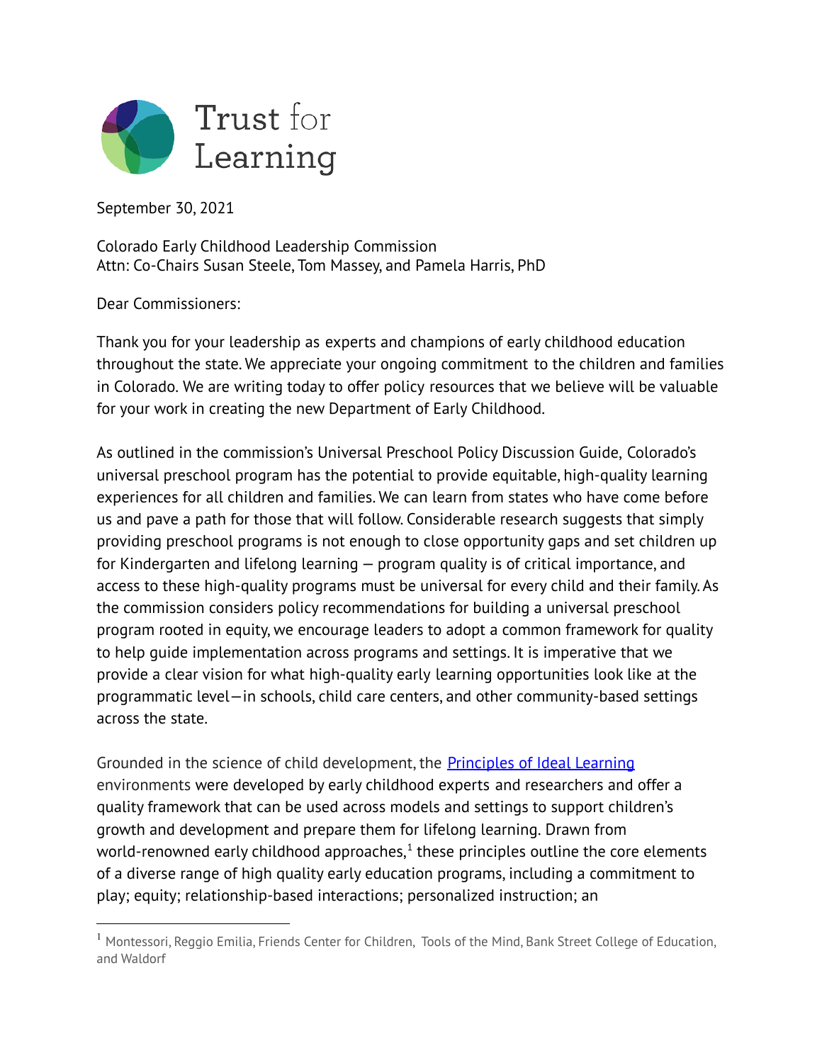Trust for Learning

September 30, 2021

Colorado Early Childhood Leadership Commission
Attn: Co-Chairs Susan Steele, Tom Massey, and Pamela Harris, PhD

Dear Commissioners:

Thank you for your leadership as experts and champions of early childhood education throughout the state. We appreciate your ongoing commitment to the children and families in Colorado. We are writing today to offer policy resources that we believe will be valuable for your work in creating the new Department of Early Childhood.

As outlined in the commission's Universal Preschool Policy Discussion Guide, Colorado's universal preschool program has the potential to provide equitable, high-quality learning experiences for all children and families. We can learn from states who have come before us and pave a path for those that will follow. Considerable research suggests that simply providing preschool programs is not enough to close opportunity gaps and set children up for Kindergarten and lifelong learning — program quality is of critical importance, and access to these high-quality programs must be universal for every child and their family. As the commission considers policy recommendations for building a universal preschool program rooted in equity, we encourage leaders to adopt a common framework for quality to help guide implementation across programs and settings. It is imperative that we provide a clear vision for what high-quality early learning opportunities look like at the programmatic level—in schools, child care centers, and other community-based settings across the state.

Grounded in the science of child development, the [Principles of Ideal Learning](#) environments were developed by early childhood experts and researchers and offer a quality framework that can be used across models and settings to support children's growth and development and prepare them for lifelong learning. Drawn from world-renowned early childhood approaches,[1] these principles outline the core elements of a diverse range of high quality early education programs, including a commitment to play; equity; relationship-based interactions; personalized instruction; an

---

[1] Montessori, Reggio Emilia, Friends Center for Children, Tools of the Mind, Bank Street College of Education, and Waldorf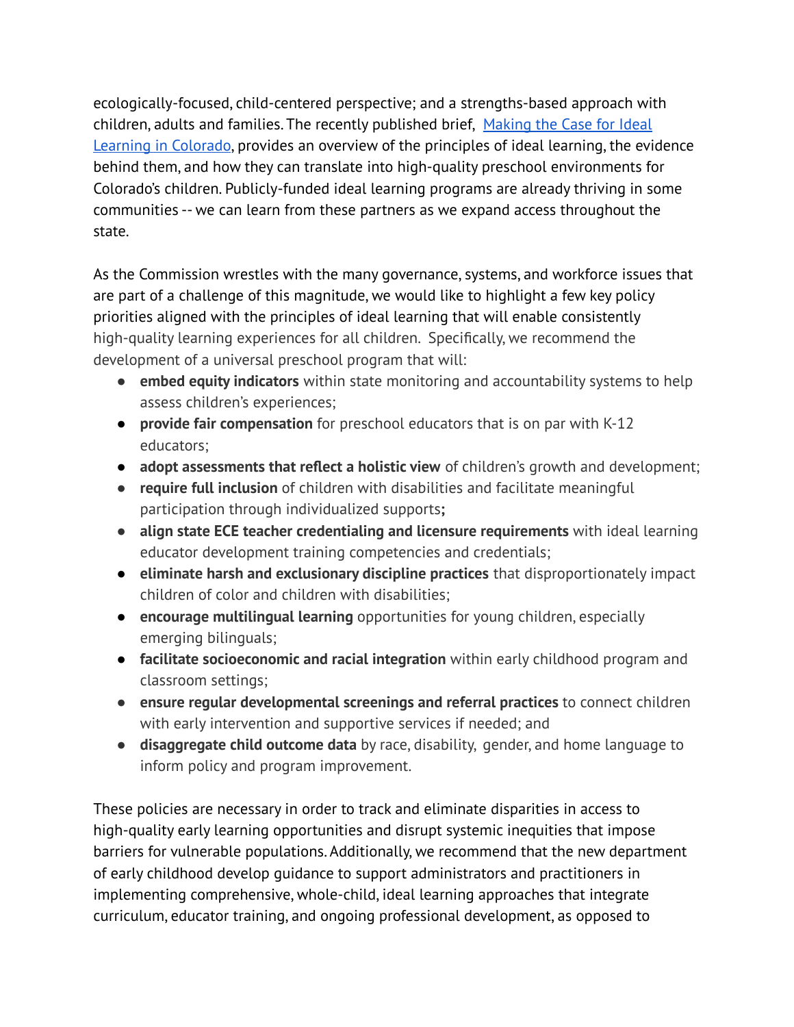ecologically-focused, child-centered perspective; and a strengths-based approach with children, adults and families. The recently published brief, [Making the Case for Ideal Learning in Colorado](), provides an overview of the principles of ideal learning, the evidence behind them, and how they can translate into high-quality preschool environments for Colorado's children. Publicly-funded ideal learning programs are already thriving in some communities -- we can learn from these partners as we expand access throughout the state.

As the Commission wrestles with the many governance, systems, and workforce issues that are part of a challenge of this magnitude, we would like to highlight a few key policy priorities aligned with the principles of ideal learning that will enable consistently high-quality learning experiences for all children. Specifically, we recommend the development of a universal preschool program that will:

- **embed equity indicators** within state monitoring and accountability systems to help assess children's experiences;
- **provide fair compensation** for preschool educators that is on par with K-12 educators;
- **adopt assessments that reflect a holistic view** of children's growth and development;
- **require full inclusion** of children with disabilities and facilitate meaningful participation through individualized supports**;**
- **align state ECE teacher credentialing and licensure requirements** with ideal learning educator development training competencies and credentials;
- **eliminate harsh and exclusionary discipline practices** that disproportionately impact children of color and children with disabilities;
- **encourage multilingual learning** opportunities for young children, especially emerging bilinguals;
- **facilitate socioeconomic and racial integration** within early childhood program and classroom settings;
- **ensure regular developmental screenings and referral practices** to connect children with early intervention and supportive services if needed; and
- **disaggregate child outcome data** by race, disability, gender, and home language to inform policy and program improvement.

These policies are necessary in order to track and eliminate disparities in access to high-quality early learning opportunities and disrupt systemic inequities that impose barriers for vulnerable populations. Additionally, we recommend that the new department of early childhood develop guidance to support administrators and practitioners in implementing comprehensive, whole-child, ideal learning approaches that integrate curriculum, educator training, and ongoing professional development, as opposed to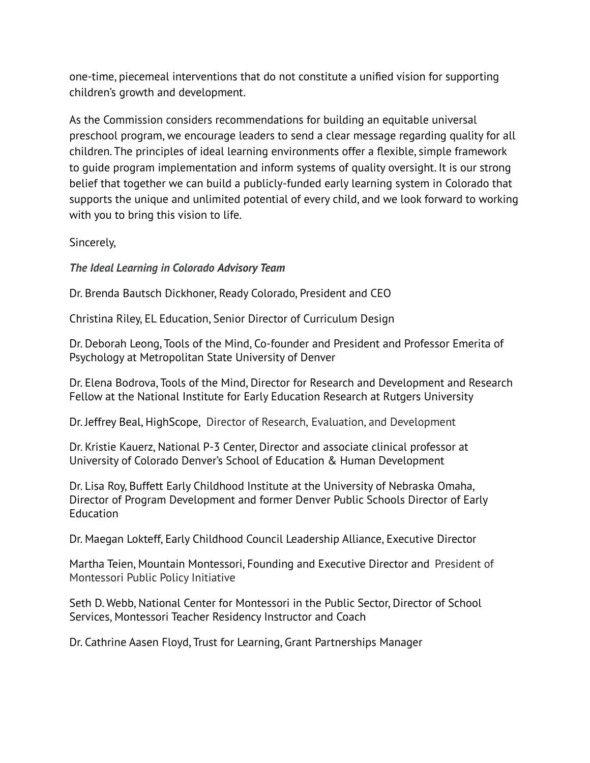one-time, piecemeal interventions that do not constitute a unified vision for supporting children's growth and development.

As the Commission considers recommendations for building an equitable universal preschool program, we encourage leaders to send a clear message regarding quality for all children. The principles of ideal learning environments offer a flexible, simple framework to guide program implementation and inform systems of quality oversight. It is our strong belief that together we can build a publicly-funded early learning system in Colorado that supports the unique and unlimited potential of every child, and we look forward to working with you to bring this vision to life.

Sincerely,

***The Ideal Learning in Colorado Advisory Team***

Dr. Brenda Bautsch Dickhoner, Ready Colorado, President and CEO

Christina Riley, EL Education, Senior Director of Curriculum Design

Dr. Deborah Leong, Tools of the Mind, Co-founder and President and Professor Emerita of Psychology at Metropolitan State University of Denver

Dr. Elena Bodrova, Tools of the Mind, Director for Research and Development and Research Fellow at the National Institute for Early Education Research at Rutgers University

Dr. Jeffrey Beal, HighScope, Director of Research, Evaluation, and Development

Dr. Kristie Kauerz, National P-3 Center, Director and associate clinical professor at University of Colorado Denver's School of Education & Human Development

Dr. Lisa Roy, Buffett Early Childhood Institute at the University of Nebraska Omaha, Director of Program Development and former Denver Public Schools Director of Early Education

Dr. Maegan Lokteff, Early Childhood Council Leadership Alliance, Executive Director

Martha Teien, Mountain Montessori, Founding and Executive Director and President of Montessori Public Policy Initiative

Seth D. Webb, National Center for Montessori in the Public Sector, Director of School Services, Montessori Teacher Residency Instructor and Coach

Dr. Cathrine Aasen Floyd, Trust for Learning, Grant Partnerships Manager